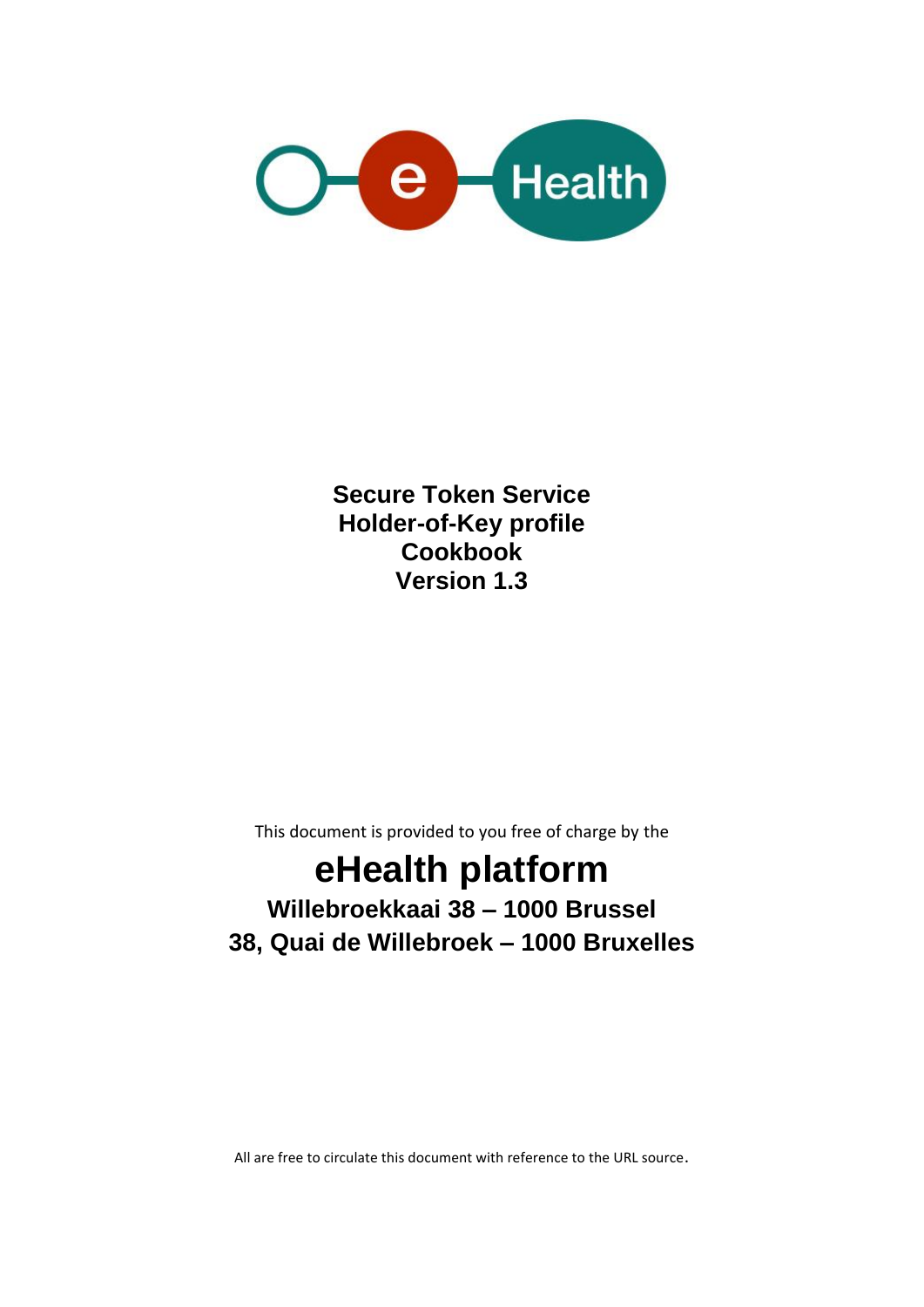# Secure Token Service
# Holder-of-Key profile
# Cookbook
# Version 1.3

This document is provided to you free of charge by the

## eHealth platform

**Willebroekkaai 38 – 1000 Brussel**

**38, Quai de Willebroek – 1000 Bruxelles**

All are free to circulate this document with reference to the URL source.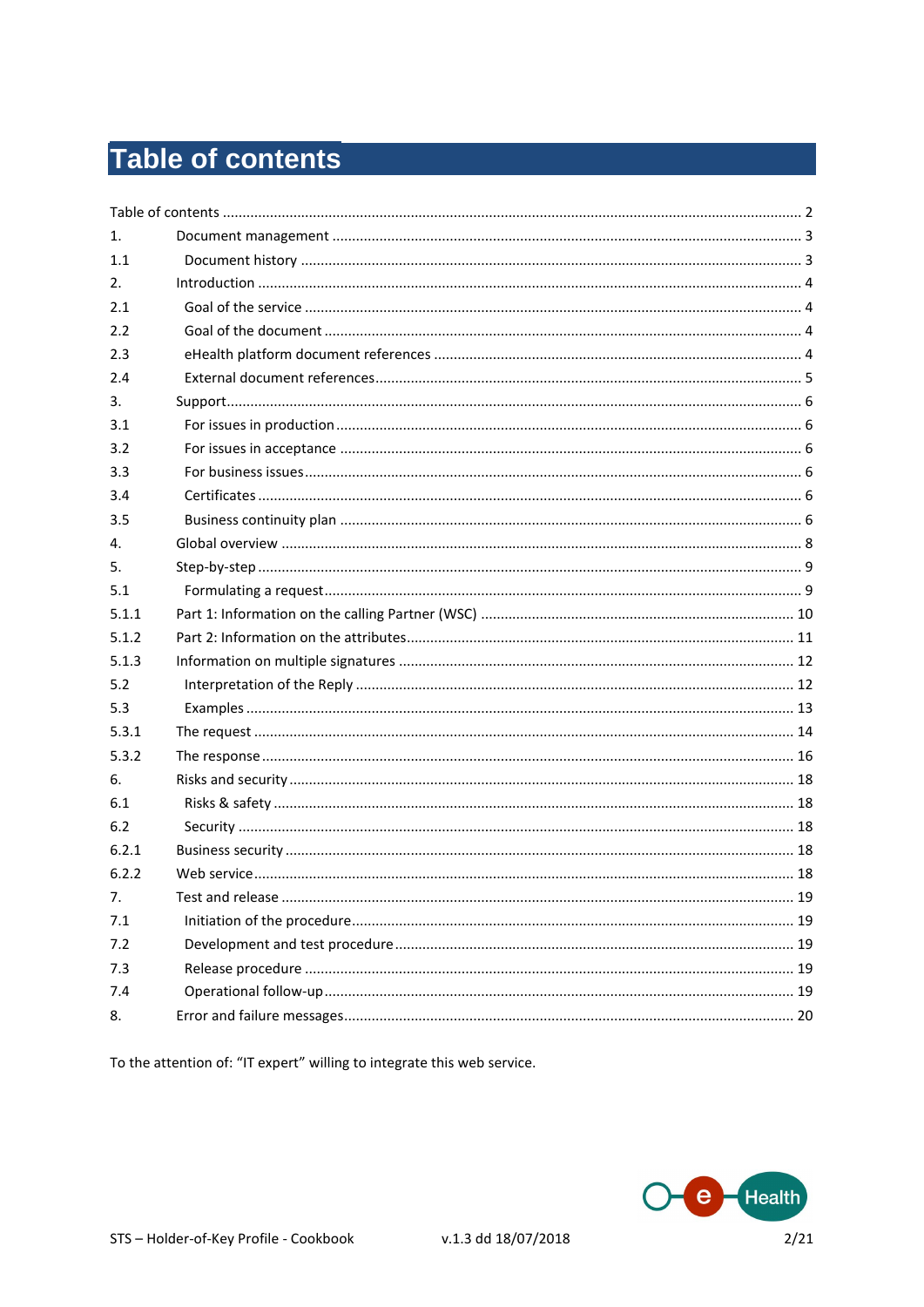# Table of contents

Table of contents ........................................................................................................................ 2

1. Document management ........................................................................................................ 3

1.1 Document history ............................................................................................................ 3

2. Introduction ........................................................................................................................ 4

2.1 Goal of the service ........................................................................................................... 4

2.2 Goal of the document ...................................................................................................... 4

2.3 eHealth platform document references ........................................................................... 4

2.4 External document references.......................................................................................... 5

3. Support................................................................................................................................ 6

3.1 For issues in production ................................................................................................... 6

3.2 For issues in acceptance ................................................................................................... 6

3.3 For business issues ........................................................................................................... 6

3.4 Certificates ....................................................................................................................... 6

3.5 Business continuity plan ................................................................................................... 6

4. Global overview ................................................................................................................... 8

5. Step-by-step ........................................................................................................................ 9

5.1 Formulating a request....................................................................................................... 9

5.1.1 Part 1: Information on the calling Partner (WSC) .............................................................. 10

5.1.2 Part 2: Information on the attributes................................................................................ 11

5.1.3 Information on multiple signatures .................................................................................. 12

5.2 Interpretation of the Reply .............................................................................................. 12

5.3 Examples ......................................................................................................................... 13

5.3.1 The request ....................................................................................................................... 14

5.3.2 The response ..................................................................................................................... 16

6. Risks and security ............................................................................................................... 18

6.1 Risks & safety ................................................................................................................... 18

6.2 Security ............................................................................................................................ 18

6.2.1 Business security ................................................................................................................ 18

6.2.2 Web service........................................................................................................................ 18

7. Test and release ................................................................................................................. 19

7.1 Initiation of the procedure............................................................................................... 19

7.2 Development and test procedure .................................................................................... 19

7.3 Release procedure ........................................................................................................... 19

7.4 Operational follow-up...................................................................................................... 19

8. Error and failure messages................................................................................................. 20

To the attention of: "IT expert" willing to integrate this web service.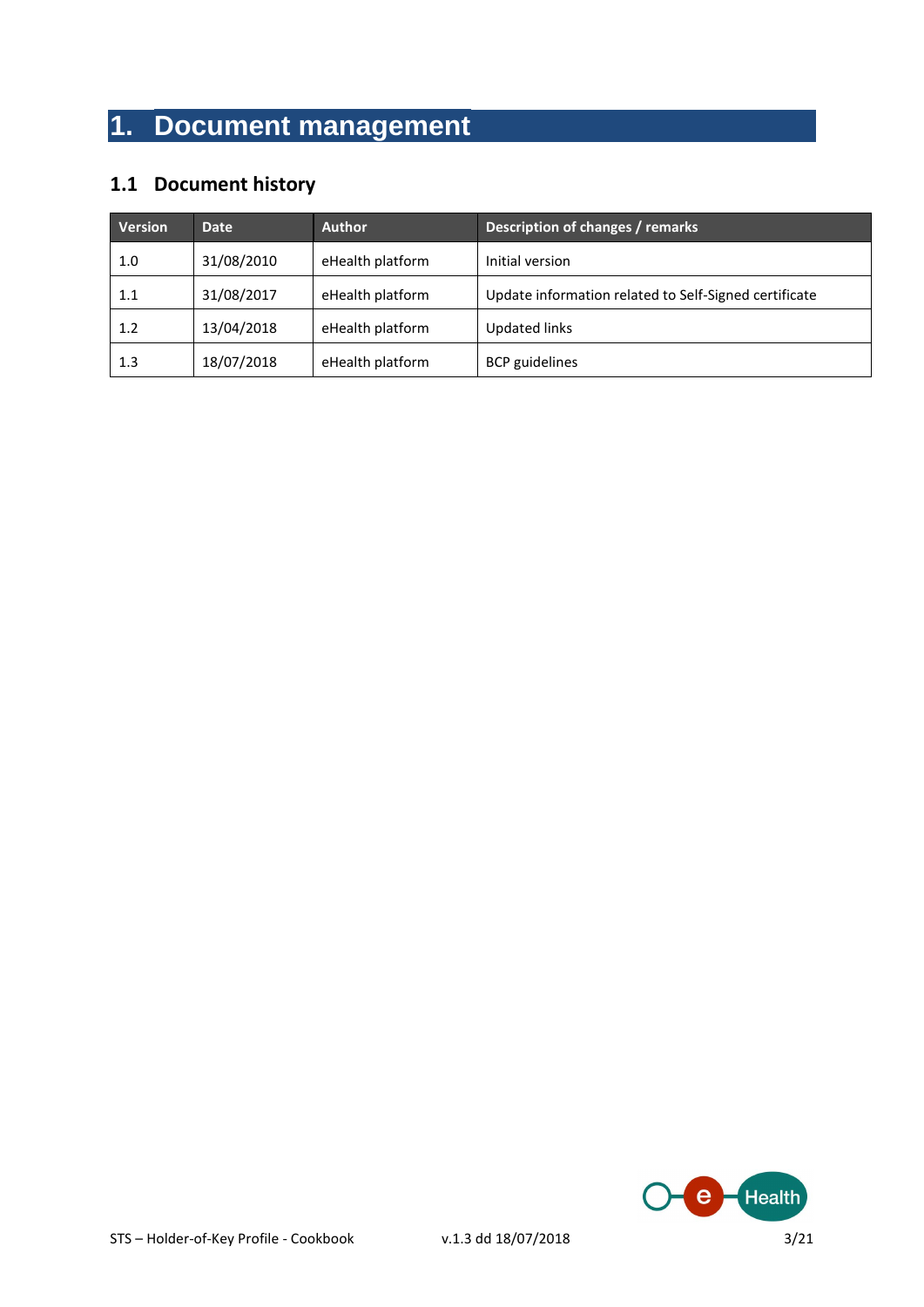# 1. Document management

## 1.1 Document history

| Version | Date | Author | Description of changes / remarks |
|---|---|---|---|
| 1.0 | 31/08/2010 | eHealth platform | Initial version |
| 1.1 | 31/08/2017 | eHealth platform | Update information related to Self-Signed certificate |
| 1.2 | 13/04/2018 | eHealth platform | Updated links |
| 1.3 | 18/07/2018 | eHealth platform | BCP guidelines |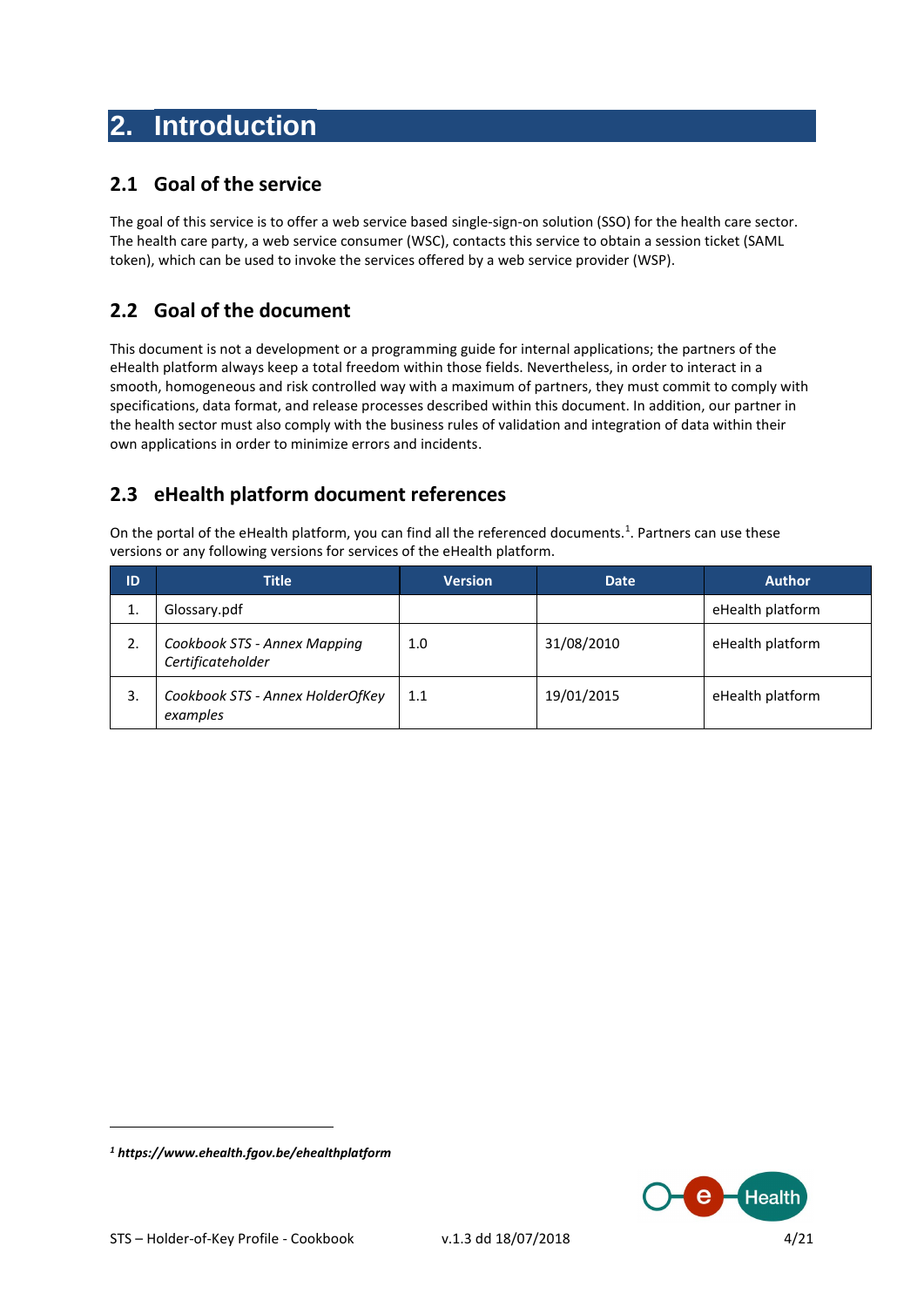# 2. Introduction

## 2.1 Goal of the service

The goal of this service is to offer a web service based single-sign-on solution (SSO) for the health care sector. The health care party, a web service consumer (WSC), contacts this service to obtain a session ticket (SAML token), which can be used to invoke the services offered by a web service provider (WSP).

## 2.2 Goal of the document

This document is not a development or a programming guide for internal applications; the partners of the eHealth platform always keep a total freedom within those fields. Nevertheless, in order to interact in a smooth, homogeneous and risk controlled way with a maximum of partners, they must commit to comply with specifications, data format, and release processes described within this document. In addition, our partner in the health sector must also comply with the business rules of validation and integration of data within their own applications in order to minimize errors and incidents.

## 2.3 eHealth platform document references

On the portal of the eHealth platform, you can find all the referenced documents.[1]. Partners can use these versions or any following versions for services of the eHealth platform.

| ID | Title | Version | Date | Author |
|---|---|---|---|---|
| 1. | Glossary.pdf | | | eHealth platform |
| 2. | *Cookbook STS - Annex Mapping Certificateholder* | 1.0 | 31/08/2010 | eHealth platform |
| 3. | *Cookbook STS - Annex HolderOfKey examples* | 1.1 | 19/01/2015 | eHealth platform |

[1] ***https://www.ehealth.fgov.be/ehealthplatform***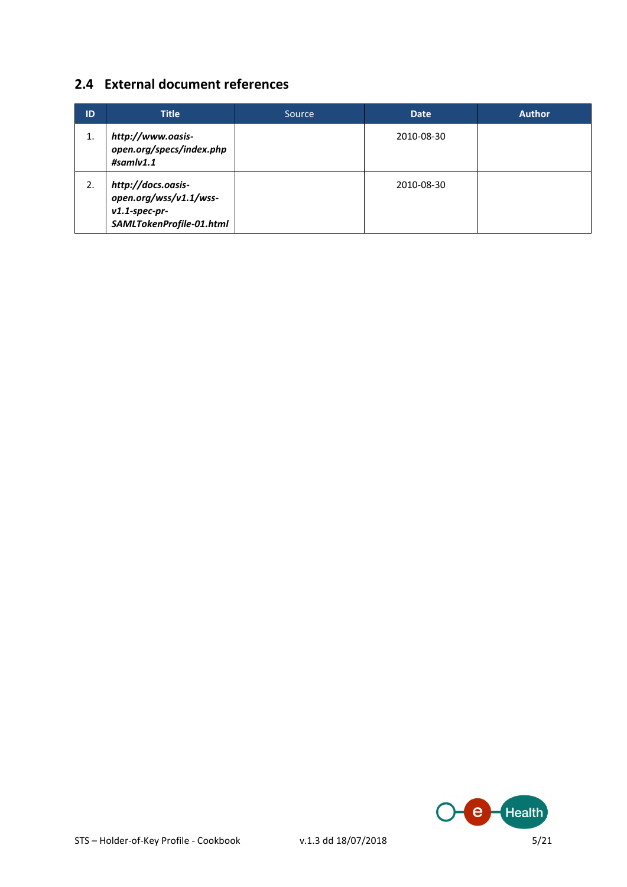## 2.4 External document references

| ID | Title | Source | Date | Author |
|---|---|---|---|---|
| 1. | ***http://www.oasis-open.org/specs/index.php#samlv1.1*** | | 2010-08-30 | |
| 2. | ***http://docs.oasis-open.org/wss/v1.1/wss-v1.1-spec-pr-SAMLTokenProfile-01.html*** | | 2010-08-30 | |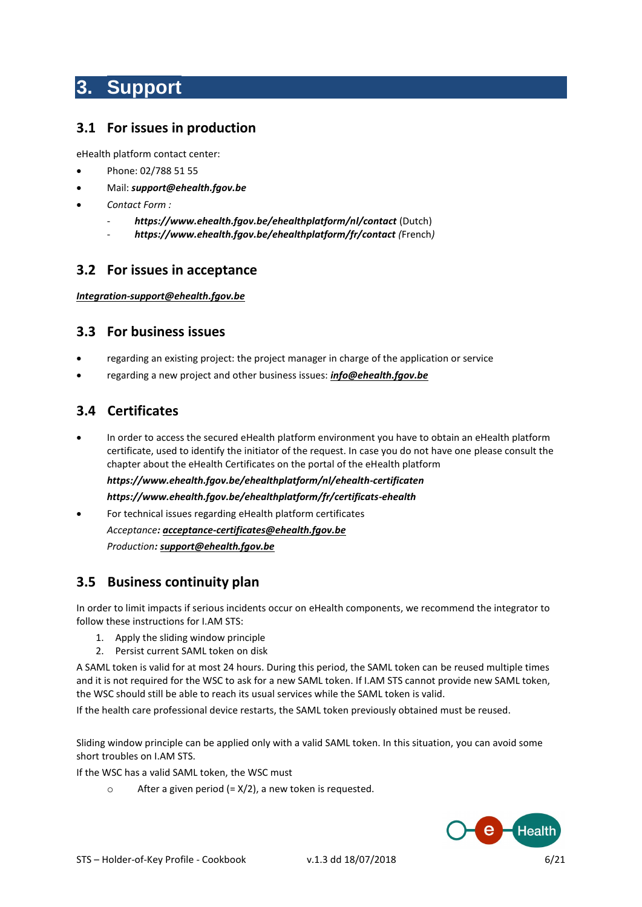# 3. Support

## 3.1 For issues in production

eHealth platform contact center:

- Phone: 02/788 51 55
- Mail: ***support@ehealth.fgov.be***
- *Contact Form :*
  - ***https://www.ehealth.fgov.be/ehealthplatform/nl/contact*** (Dutch)
  - ***https://www.ehealth.fgov.be/ehealthplatform/fr/contact*** *(*French*)*

## 3.2 For issues in acceptance

***Integration-support@ehealth.fgov.be***

## 3.3 For business issues

- regarding an existing project: the project manager in charge of the application or service
- regarding a new project and other business issues: ***info@ehealth.fgov.be***

## 3.4 Certificates

- In order to access the secured eHealth platform environment you have to obtain an eHealth platform certificate, used to identify the initiator of the request. In case you do not have one please consult the chapter about the eHealth Certificates on the portal of the eHealth platform

  ***https://www.ehealth.fgov.be/ehealthplatform/nl/ehealth-certificaten***

  ***https://www.ehealth.fgov.be/ehealthplatform/fr/certificats-ehealth***

- For technical issues regarding eHealth platform certificates

  *Acceptance**:* ***acceptance-certificates@ehealth.fgov.be***

  *Production**:* ***support@ehealth.fgov.be***

## 3.5 Business continuity plan

In order to limit impacts if serious incidents occur on eHealth components, we recommend the integrator to follow these instructions for I.AM STS:

1. Apply the sliding window principle
2. Persist current SAML token on disk

A SAML token is valid for at most 24 hours. During this period, the SAML token can be reused multiple times and it is not required for the WSC to ask for a new SAML token. If I.AM STS cannot provide new SAML token, the WSC should still be able to reach its usual services while the SAML token is valid.

If the health care professional device restarts, the SAML token previously obtained must be reused.

Sliding window principle can be applied only with a valid SAML token. In this situation, you can avoid some short troubles on I.AM STS.

If the WSC has a valid SAML token, the WSC must

- After a given period (= X/2), a new token is requested.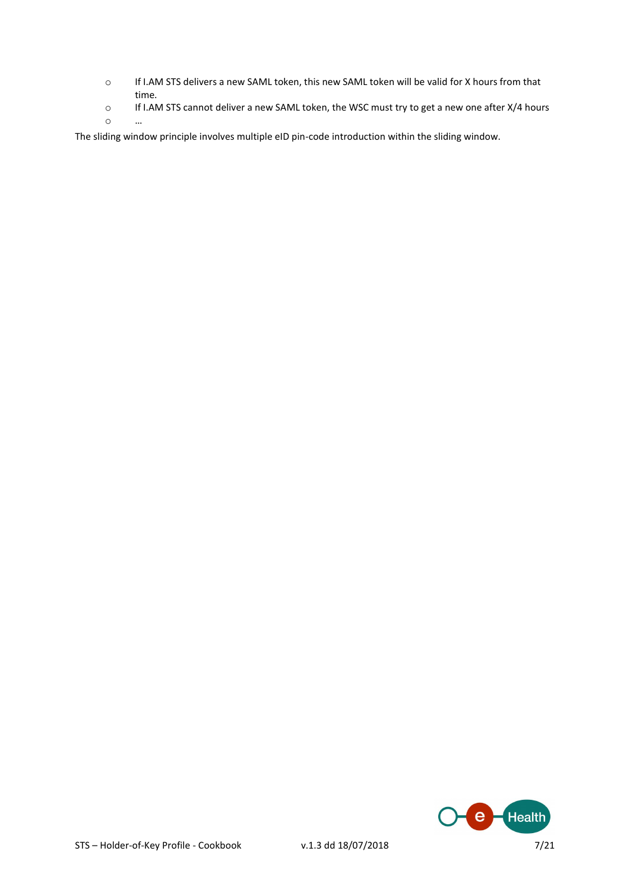- If I.AM STS delivers a new SAML token, this new SAML token will be valid for X hours from that time.
- If I.AM STS cannot deliver a new SAML token, the WSC must try to get a new one after X/4 hours
- …

The sliding window principle involves multiple eID pin-code introduction within the sliding window.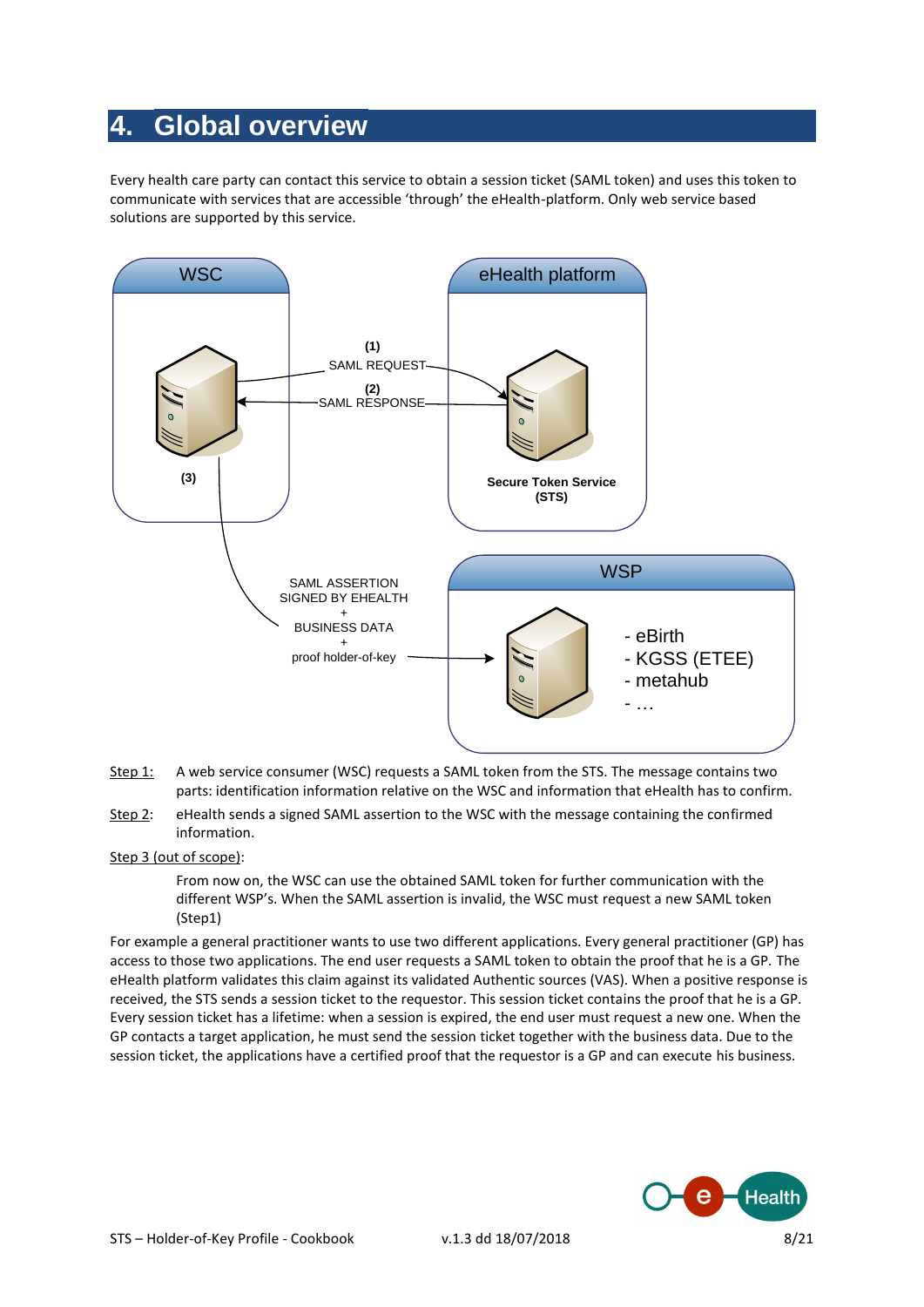# 4. Global overview

Every health care party can contact this service to obtain a session ticket (SAML token) and uses this token to communicate with services that are accessible 'through' the eHealth-platform. Only web service based solutions are supported by this service.

Step 1: A web service consumer (WSC) requests a SAML token from the STS. The message contains two parts: identification information relative on the WSC and information that eHealth has to confirm.

Step 2: eHealth sends a signed SAML assertion to the WSC with the message containing the confirmed information.

Step 3 (out of scope):

From now on, the WSC can use the obtained SAML token for further communication with the different WSP's. When the SAML assertion is invalid, the WSC must request a new SAML token (Step1)

For example a general practitioner wants to use two different applications. Every general practitioner (GP) has access to those two applications. The end user requests a SAML token to obtain the proof that he is a GP. The eHealth platform validates this claim against its validated Authentic sources (VAS). When a positive response is received, the STS sends a session ticket to the requestor. This session ticket contains the proof that he is a GP. Every session ticket has a lifetime: when a session is expired, the end user must request a new one. When the GP contacts a target application, he must send the session ticket together with the business data. Due to the session ticket, the applications have a certified proof that the requestor is a GP and can execute his business.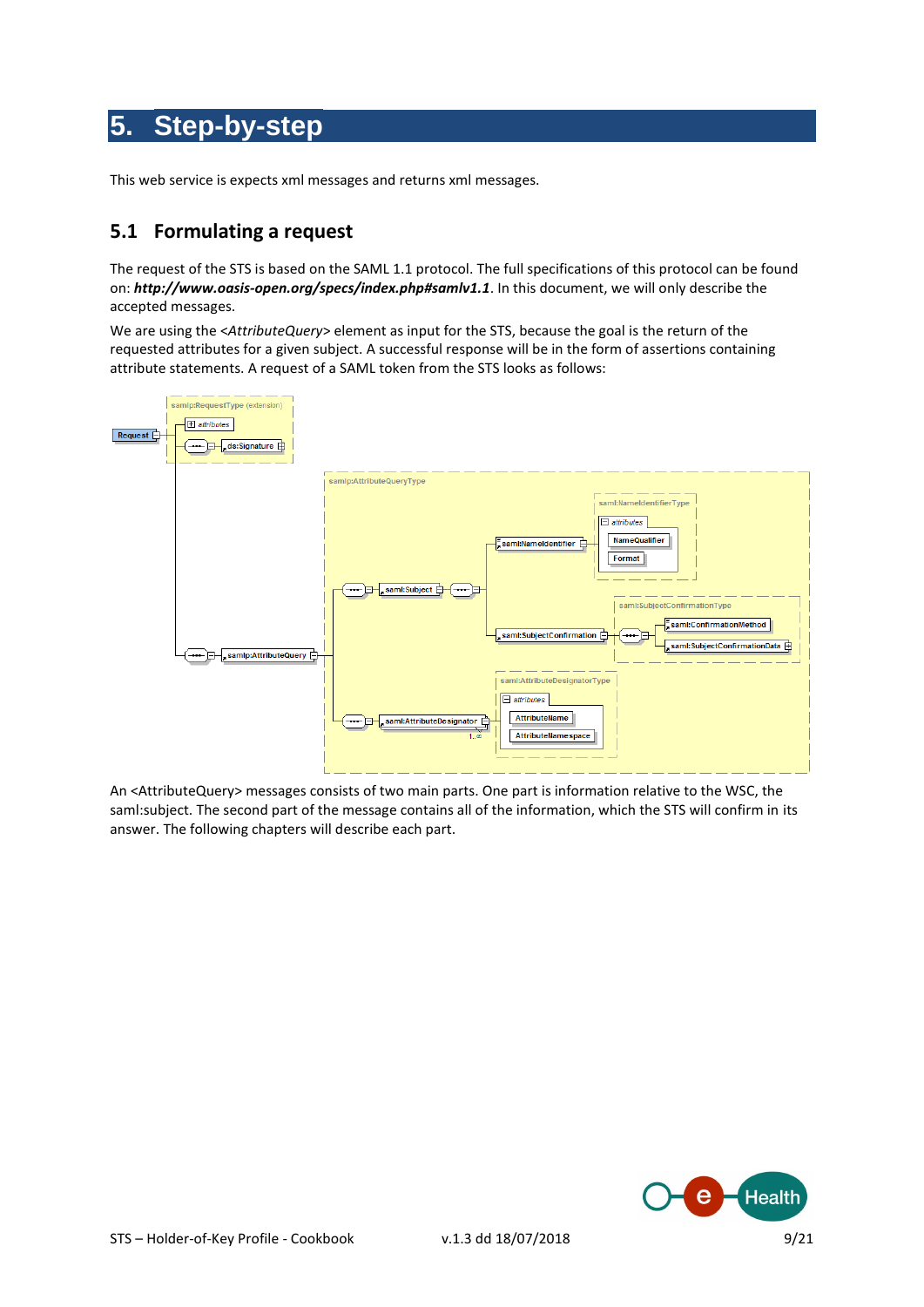# 5. Step-by-step

This web service is expects xml messages and returns xml messages.

## 5.1 Formulating a request

The request of the STS is based on the SAML 1.1 protocol. The full specifications of this protocol can be found on: ***http://www.oasis-open.org/specs/index.php#samlv1.1***. In this document, we will only describe the accepted messages.

We are using the <*AttributeQuery*> element as input for the STS, because the goal is the return of the requested attributes for a given subject. A successful response will be in the form of assertions containing attribute statements. A request of a SAML token from the STS looks as follows:

An <AttributeQuery> messages consists of two main parts. One part is information relative to the WSC, the saml:subject. The second part of the message contains all of the information, which the STS will confirm in its answer. The following chapters will describe each part.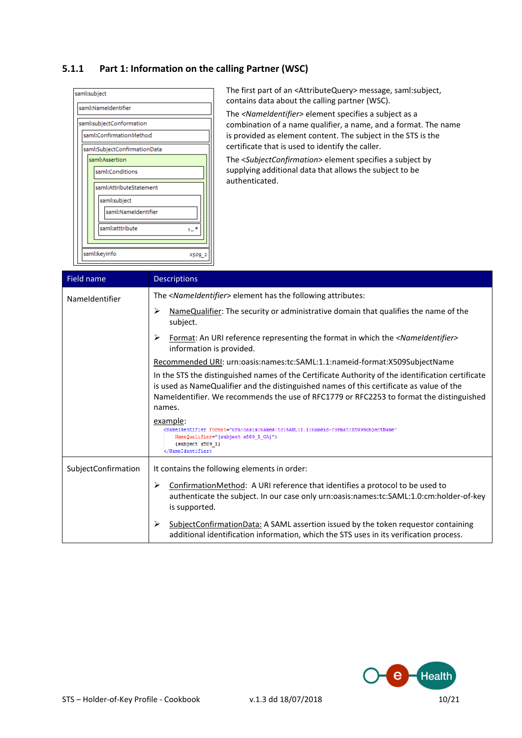### 5.1.1 Part 1: Information on the calling Partner (WSC)

The first part of an <AttributeQuery> message, saml:subject, contains data about the calling partner (WSC).

The *<NameIdentifier>* element specifies a subject as a combination of a name qualifier, a name, and a format. The name is provided as element content. The subject in the STS is the certificate that is used to identify the caller.

The *<SubjectConfirmation>* element specifies a subject by supplying additional data that allows the subject to be authenticated.

| Field name | Descriptions |
|---|---|
| NameIdentifier | The <*NameIdentifier*> element has the following attributes:<br>➢ NameQualifier: The security or administrative domain that qualifies the name of the subject.<br>➢ Format: An URI reference representing the format in which the <*NameIdentifier*> information is provided.<br>Recommended URI: urn:oasis:names:tc:SAML:1.1:nameid-format:X509SubjectName<br>In the STS the distinguished names of the Certificate Authority of the identification certificate is used as NameQualifier and the distinguished names of this certificate as value of the NameIdentifier. We recommends the use of RFC1779 or RFC2253 to format the distinguished names.<br>example:<br>`<NameIdentifier Format="urn:oasis:names:tc:SAML:1.1:nameid-format:X509SubjectName"`<br>`NameQualifier="{subject x509_1_CA}">`<br>`{subject x509_1}`<br>`</NameIdentifier>` |
| SubjectConfirmation | It contains the following elements in order:<br>➢ ConfirmationMethod: A URI reference that identifies a protocol to be used to authenticate the subject. In our case only urn:oasis:names:tc:SAML:1.0:cm:holder-of-key is supported.<br>➢ SubjectConfirmationData: A SAML assertion issued by the token requestor containing additional identification information, which the STS uses in its verification process. |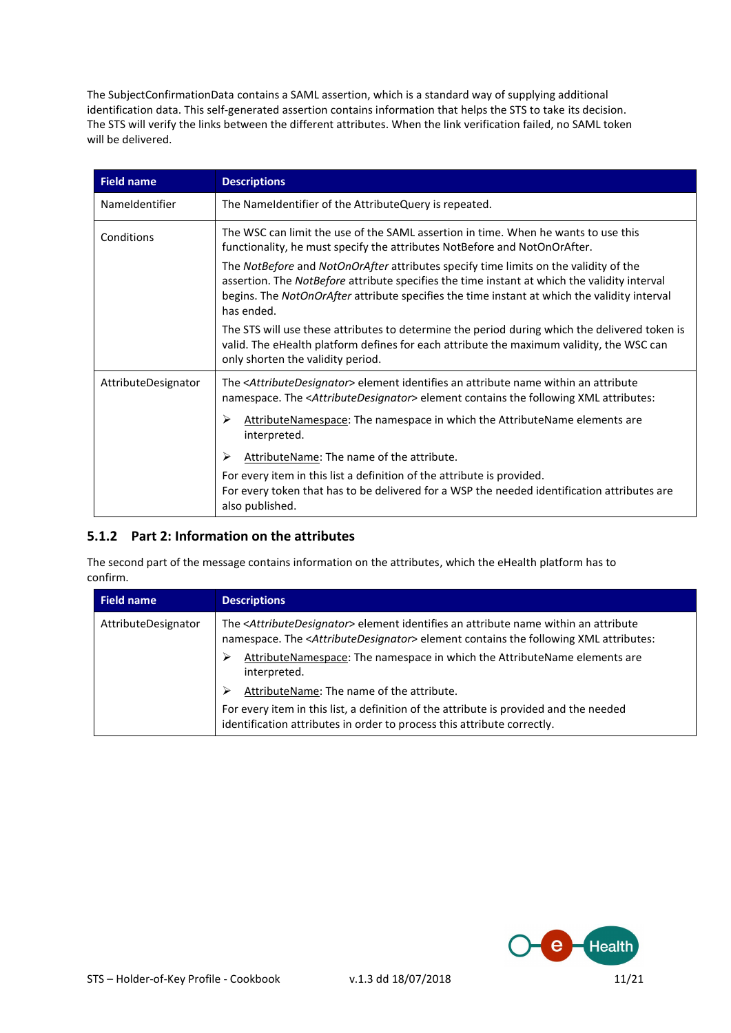The SubjectConfirmationData contains a SAML assertion, which is a standard way of supplying additional identification data. This self-generated assertion contains information that helps the STS to take its decision. The STS will verify the links between the different attributes. When the link verification failed, no SAML token will be delivered.

| Field name | Descriptions |
|---|---|
| NameIdentifier | The NameIdentifier of the AttributeQuery is repeated. |
| Conditions | The WSC can limit the use of the SAML assertion in time. When he wants to use this functionality, he must specify the attributes NotBefore and NotOnOrAfter.<br><br>The *NotBefore* and *NotOnOrAfter* attributes specify time limits on the validity of the assertion. The *NotBefore* attribute specifies the time instant at which the validity interval begins. The *NotOnOrAfter* attribute specifies the time instant at which the validity interval has ended.<br><br>The STS will use these attributes to determine the period during which the delivered token is valid. The eHealth platform defines for each attribute the maximum validity, the WSC can only shorten the validity period. |
| AttributeDesignator | The <*AttributeDesignator*> element identifies an attribute name within an attribute namespace. The <*AttributeDesignator*> element contains the following XML attributes:<br><br>➢ AttributeNamespace: The namespace in which the AttributeName elements are interpreted.<br><br>➢ AttributeName: The name of the attribute.<br><br>For every item in this list a definition of the attribute is provided.<br>For every token that has to be delivered for a WSP the needed identification attributes are also published. |

### 5.1.2 Part 2: Information on the attributes

The second part of the message contains information on the attributes, which the eHealth platform has to confirm.

| Field name | Descriptions |
|---|---|
| AttributeDesignator | The <*AttributeDesignator*> element identifies an attribute name within an attribute namespace. The <*AttributeDesignator*> element contains the following XML attributes:<br><br>➢ AttributeNamespace: The namespace in which the AttributeName elements are interpreted.<br><br>➢ AttributeName: The name of the attribute.<br><br>For every item in this list, a definition of the attribute is provided and the needed identification attributes in order to process this attribute correctly. |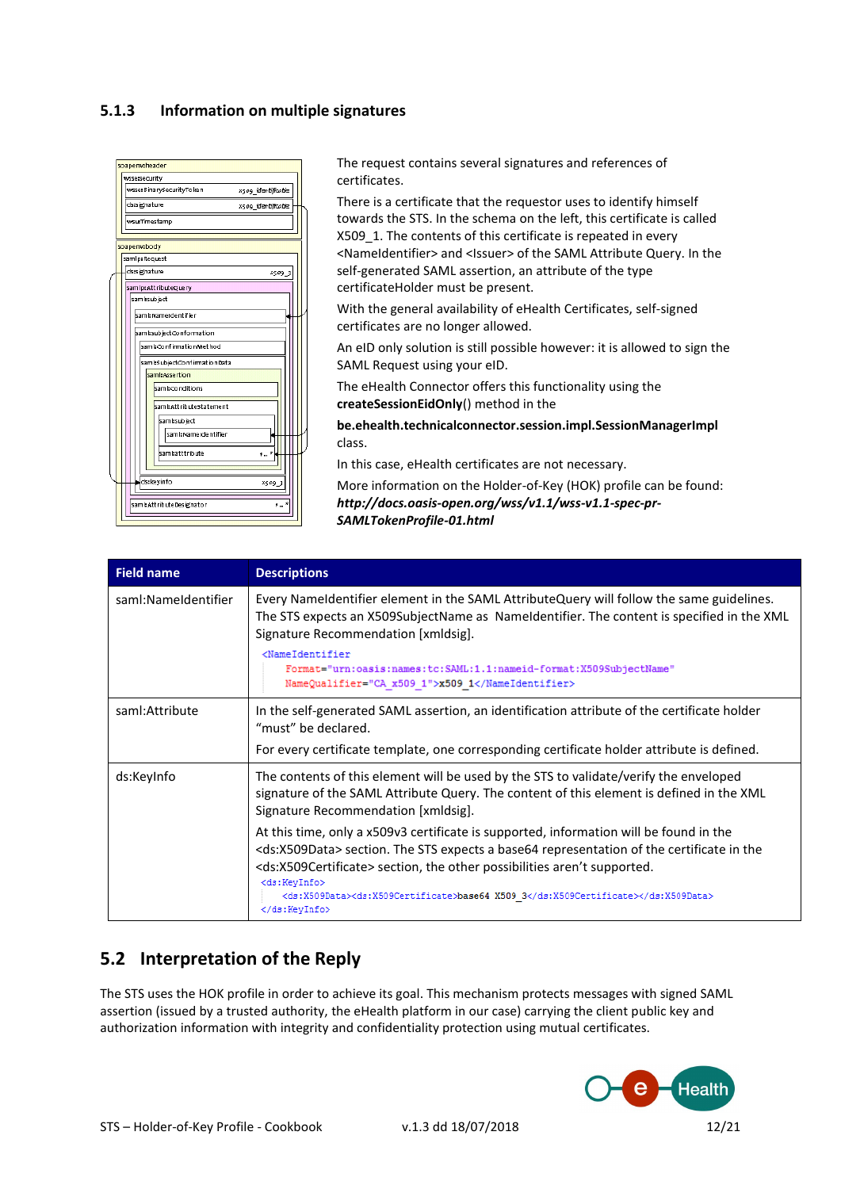### 5.1.3 Information on multiple signatures

The request contains several signatures and references of certificates.

There is a certificate that the requestor uses to identify himself towards the STS. In the schema on the left, this certificate is called X509_1. The contents of this certificate is repeated in every <NameIdentifier> and <Issuer> of the SAML Attribute Query. In the self-generated SAML assertion, an attribute of the type certificateHolder must be present.

With the general availability of eHealth Certificates, self-signed certificates are no longer allowed.

An eID only solution is still possible however: it is allowed to sign the SAML Request using your eID.

The eHealth Connector offers this functionality using the **createSessionEidOnly**() method in the

**be.ehealth.technicalconnector.session.impl.SessionManagerImpl** class.

In this case, eHealth certificates are not necessary.

More information on the Holder-of-Key (HOK) profile can be found: ***http://docs.oasis-open.org/wss/v1.1/wss-v1.1-spec-pr-SAMLTokenProfile-01.html***

| Field name | Descriptions |
|---|---|
| saml:NameIdentifier | Every NameIdentifier element in the SAML AttributeQuery will follow the same guidelines. The STS expects an X509SubjectName as NameIdentifier. The content is specified in the XML Signature Recommendation [xmldsig]. `<NameIdentifier Format="urn:oasis:names:tc:SAML:1.1:nameid-format:X509SubjectName" NameQualifier="CA_x509_1">x509_1</NameIdentifier>` |
| saml:Attribute | In the self-generated SAML assertion, an identification attribute of the certificate holder “must” be declared. For every certificate template, one corresponding certificate holder attribute is defined. |
| ds:KeyInfo | The contents of this element will be used by the STS to validate/verify the enveloped signature of the SAML Attribute Query. The content of this element is defined in the XML Signature Recommendation [xmldsig]. At this time, only a x509v3 certificate is supported, information will be found in the <ds:X509Data> section. The STS expects a base64 representation of the certificate in the <ds:X509Certificate> section, the other possibilities aren’t supported. `<ds:KeyInfo> <ds:X509Data><ds:X509Certificate>base64 X509_3</ds:X509Certificate></ds:X509Data> </ds:KeyInfo>` |

## 5.2 Interpretation of the Reply

The STS uses the HOK profile in order to achieve its goal. This mechanism protects messages with signed SAML assertion (issued by a trusted authority, the eHealth platform in our case) carrying the client public key and authorization information with integrity and confidentiality protection using mutual certificates.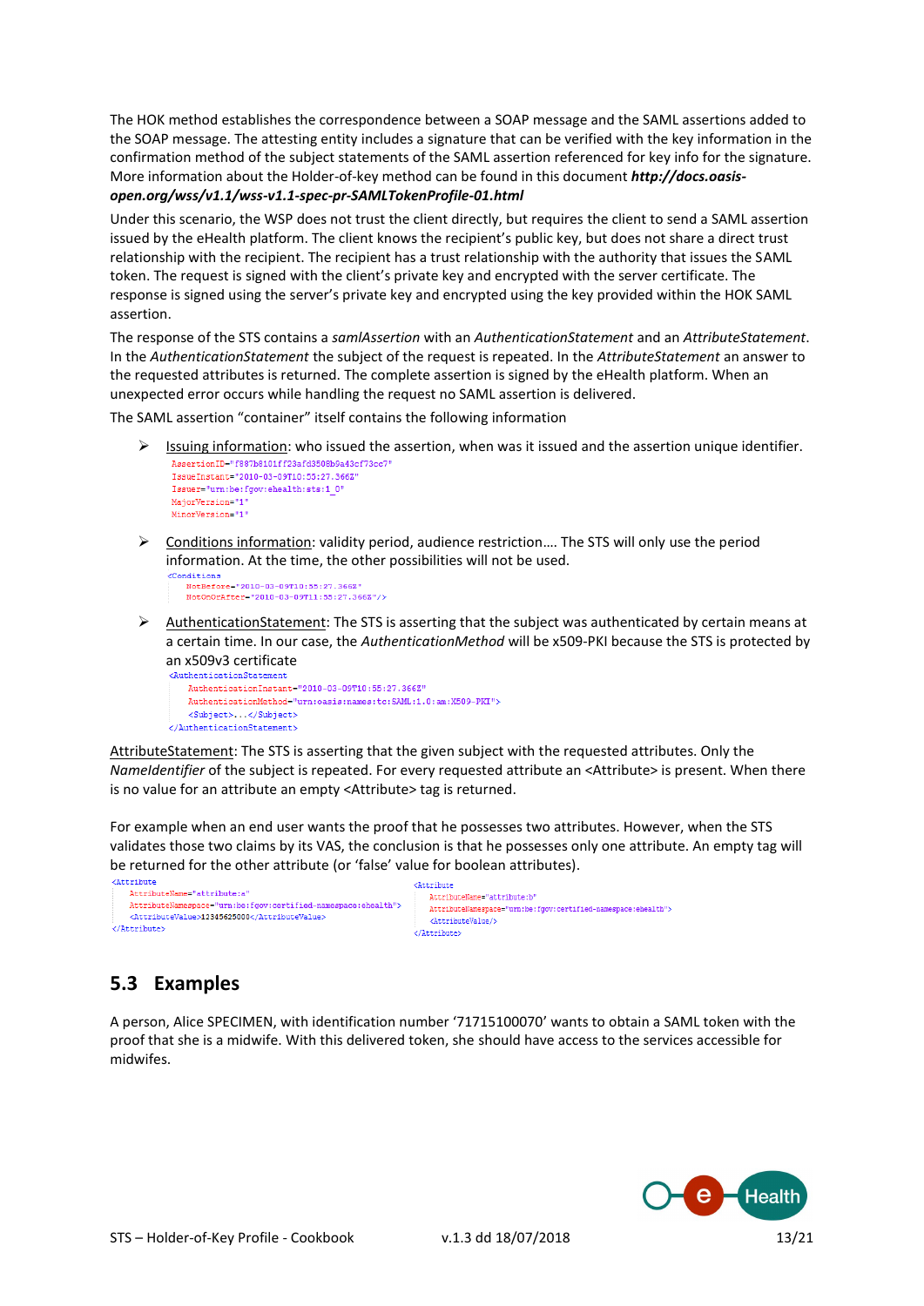The HOK method establishes the correspondence between a SOAP message and the SAML assertions added to the SOAP message. The attesting entity includes a signature that can be verified with the key information in the confirmation method of the subject statements of the SAML assertion referenced for key info for the signature. More information about the Holder-of-key method can be found in this document ***http://docs.oasis-open.org/wss/v1.1/wss-v1.1-spec-pr-SAMLTokenProfile-01.html***

Under this scenario, the WSP does not trust the client directly, but requires the client to send a SAML assertion issued by the eHealth platform. The client knows the recipient's public key, but does not share a direct trust relationship with the recipient. The recipient has a trust relationship with the authority that issues the SAML token. The request is signed with the client's private key and encrypted with the server certificate. The response is signed using the server's private key and encrypted using the key provided within the HOK SAML assertion.

The response of the STS contains a *samlAssertion* with an *AuthenticationStatement* and an *AttributeStatement*. In the *AuthenticationStatement* the subject of the request is repeated. In the *AttributeStatement* an answer to the requested attributes is returned. The complete assertion is signed by the eHealth platform. When an unexpected error occurs while handling the request no SAML assertion is delivered.

The SAML assertion "container" itself contains the following information

- Issuing information: who issued the assertion, when was it issued and the assertion unique identifier.

```
AssertionID="f887b8101ff23afd3508b9a43cf73cc7"
IssueInstant="2010-03-09T10:55:27.366Z"
Issuer="urn:be:fgov:ehealth:sts:1_0"
MajorVersion="1"
MinorVersion="1"
```

- Conditions information: validity period, audience restriction…. The STS will only use the period information. At the time, the other possibilities will not be used.

```
<Conditions
    NotBefore="2010-03-09T10:55:27.366Z"
    NotOnOrAfter="2010-03-09T11:55:27.366Z"/>
```

- AuthenticationStatement: The STS is asserting that the subject was authenticated by certain means at a certain time. In our case, the *AuthenticationMethod* will be x509-PKI because the STS is protected by an x509v3 certificate

```
<AuthenticationStatement
    AuthenticationInstant="2010-03-09T10:55:27.366Z"
    AuthenticationMethod="urn:oasis:names:tc:SAML:1.0:am:X509-PKI">
    <Subject>...</Subject>
</AuthenticationStatement>
```

AttributeStatement: The STS is asserting that the given subject with the requested attributes. Only the *NameIdentifier* of the subject is repeated. For every requested attribute an <Attribute> is present. When there is no value for an attribute an empty <Attribute> tag is returned.

For example when an end user wants the proof that he possesses two attributes. However, when the STS validates those two claims by its VAS, the conclusion is that he possesses only one attribute. An empty tag will be returned for the other attribute (or 'false' value for boolean attributes).

```
<Attribute
    AttributeName="attribute:a"
    AttributeNamespace="urn:be:fgov:certified-namespace:ehealth">
    <AttributeValue>12345625000</AttributeValue>
</Attribute>
```

```
<Attribute
    AttributeName="attribute:b"
    AttributeNamespace="urn:be:fgov:certified-namespace:ehealth">
    <AttributeValue/>
</Attribute>
```

## 5.3 Examples

A person, Alice SPECIMEN, with identification number '71715100070' wants to obtain a SAML token with the proof that she is a midwife. With this delivered token, she should have access to the services accessible for midwifes.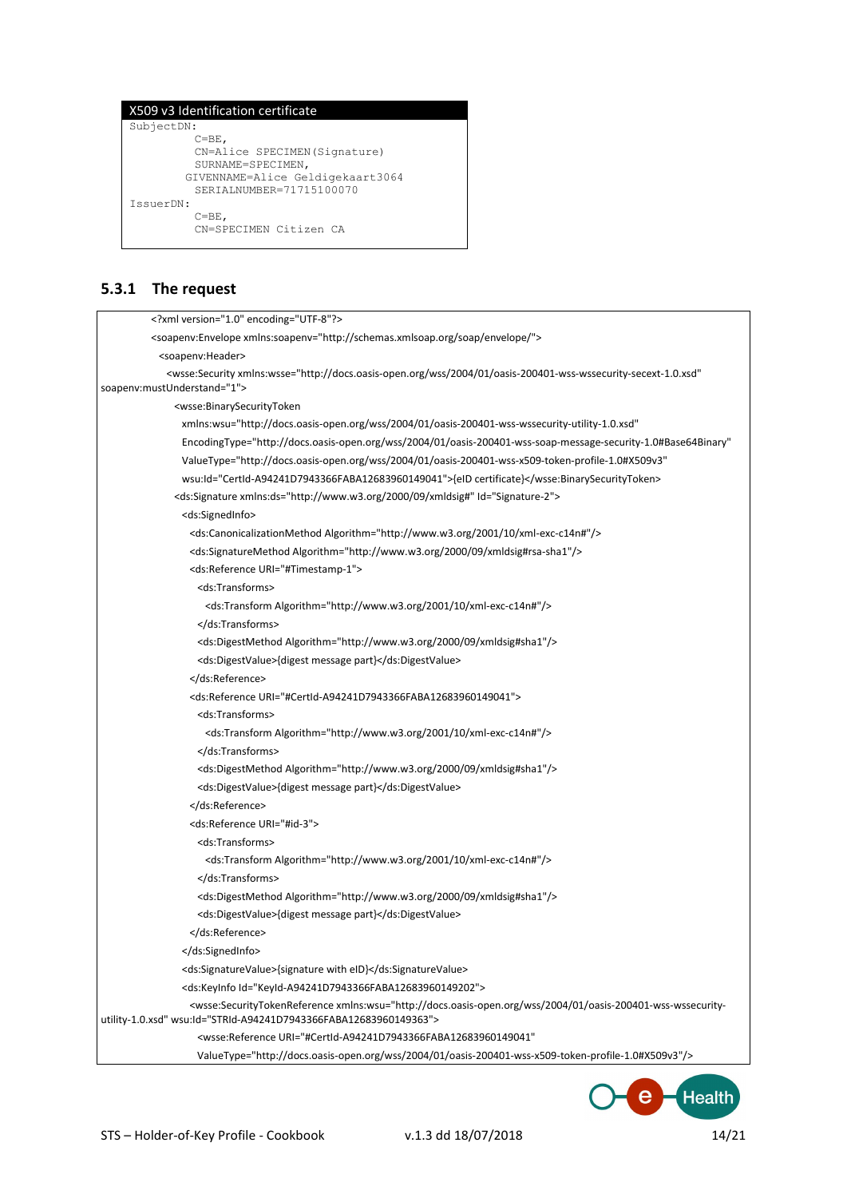```
X509 v3 Identification certificate
SubjectDN:
          C=BE,
          CN=Alice SPECIMEN(Signature)
          SURNAME=SPECIMEN,
         GIVENNAME=Alice Geldigekaart3064
          SERIALNUMBER=71715100070
IssuerDN:
          C=BE,
          CN=SPECIMEN Citizen CA
```

### 5.3.1 The request

```xml
<?xml version="1.0" encoding="UTF-8"?>
<soapenv:Envelope xmlns:soapenv="http://schemas.xmlsoap.org/soap/envelope/">
  <soapenv:Header>
    <wsse:Security xmlns:wsse="http://docs.oasis-open.org/wss/2004/01/oasis-200401-wss-wssecurity-secext-1.0.xsd"
soapenv:mustUnderstand="1">
      <wsse:BinarySecurityToken
        xmlns:wsu="http://docs.oasis-open.org/wss/2004/01/oasis-200401-wss-wssecurity-utility-1.0.xsd"
        EncodingType="http://docs.oasis-open.org/wss/2004/01/oasis-200401-wss-soap-message-security-1.0#Base64Binary"
        ValueType="http://docs.oasis-open.org/wss/2004/01/oasis-200401-wss-x509-token-profile-1.0#X509v3"
        wsu:Id="CertId-A94241D7943366FABA12683960149041">{eID certificate}</wsse:BinarySecurityToken>
      <ds:Signature xmlns:ds="http://www.w3.org/2000/09/xmldsig#" Id="Signature-2">
        <ds:SignedInfo>
          <ds:CanonicalizationMethod Algorithm="http://www.w3.org/2001/10/xml-exc-c14n#"/>
          <ds:SignatureMethod Algorithm="http://www.w3.org/2000/09/xmldsig#rsa-sha1"/>
          <ds:Reference URI="#Timestamp-1">
            <ds:Transforms>
              <ds:Transform Algorithm="http://www.w3.org/2001/10/xml-exc-c14n#"/>
            </ds:Transforms>
            <ds:DigestMethod Algorithm="http://www.w3.org/2000/09/xmldsig#sha1"/>
            <ds:DigestValue>{digest message part}</ds:DigestValue>
          </ds:Reference>
          <ds:Reference URI="#CertId-A94241D7943366FABA12683960149041">
            <ds:Transforms>
              <ds:Transform Algorithm="http://www.w3.org/2001/10/xml-exc-c14n#"/>
            </ds:Transforms>
            <ds:DigestMethod Algorithm="http://www.w3.org/2000/09/xmldsig#sha1"/>
            <ds:DigestValue>{digest message part}</ds:DigestValue>
          </ds:Reference>
          <ds:Reference URI="#id-3">
            <ds:Transforms>
              <ds:Transform Algorithm="http://www.w3.org/2001/10/xml-exc-c14n#"/>
            </ds:Transforms>
            <ds:DigestMethod Algorithm="http://www.w3.org/2000/09/xmldsig#sha1"/>
            <ds:DigestValue>{digest message part}</ds:DigestValue>
          </ds:Reference>
        </ds:SignedInfo>
        <ds:SignatureValue>{signature with eID}</ds:SignatureValue>
        <ds:KeyInfo Id="KeyId-A94241D7943366FABA12683960149202">
          <wsse:SecurityTokenReference xmlns:wsu="http://docs.oasis-open.org/wss/2004/01/oasis-200401-wss-wssecurity-
utility-1.0.xsd" wsu:Id="STRId-A94241D7943366FABA12683960149363">
            <wsse:Reference URI="#CertId-A94241D7943366FABA12683960149041"
            ValueType="http://docs.oasis-open.org/wss/2004/01/oasis-200401-wss-x509-token-profile-1.0#X509v3"/>
```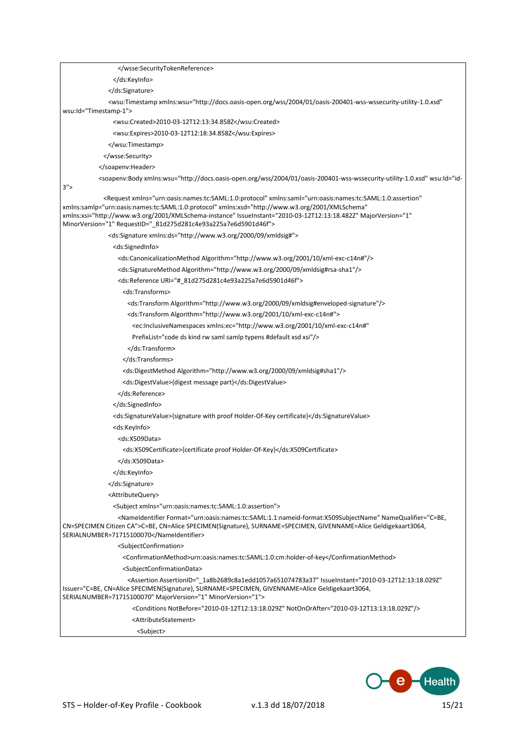```
                </wsse:SecurityTokenReference>
              </ds:KeyInfo>
            </ds:Signature>
            <wsu:Timestamp xmlns:wsu="http://docs.oasis-open.org/wss/2004/01/oasis-200401-wss-wssecurity-utility-1.0.xsd"
wsu:Id="Timestamp-1">
              <wsu:Created>2010-03-12T12:13:34.858Z</wsu:Created>
              <wsu:Expires>2010-03-12T12:18:34.858Z</wsu:Expires>
            </wsu:Timestamp>
          </wsse:Security>
        </soapenv:Header>
        <soapenv:Body xmlns:wsu="http://docs.oasis-open.org/wss/2004/01/oasis-200401-wss-wssecurity-utility-1.0.xsd" wsu:Id="id-
3">
          <Request xmlns="urn:oasis:names:tc:SAML:1.0:protocol" xmlns:saml="urn:oasis:names:tc:SAML:1.0:assertion"
xmlns:samlp="urn:oasis:names:tc:SAML:1.0:protocol" xmlns:xsd="http://www.w3.org/2001/XMLSchema"
xmlns:xsi="http://www.w3.org/2001/XMLSchema-instance" IssueInstant="2010-03-12T12:13:18.482Z" MajorVersion="1"
MinorVersion="1" RequestID="_81d275d281c4e93a225a7e6d5901d46f">
            <ds:Signature xmlns:ds="http://www.w3.org/2000/09/xmldsig#">
              <ds:SignedInfo>
                <ds:CanonicalizationMethod Algorithm="http://www.w3.org/2001/10/xml-exc-c14n#"/>
                <ds:SignatureMethod Algorithm="http://www.w3.org/2000/09/xmldsig#rsa-sha1"/>
                <ds:Reference URI="#_81d275d281c4e93a225a7e6d5901d46f">
                  <ds:Transforms>
                    <ds:Transform Algorithm="http://www.w3.org/2000/09/xmldsig#enveloped-signature"/>
                    <ds:Transform Algorithm="http://www.w3.org/2001/10/xml-exc-c14n#">
                      <ec:InclusiveNamespaces xmlns:ec="http://www.w3.org/2001/10/xml-exc-c14n#"
                      PrefixList="code ds kind rw saml samlp typens #default xsd xsi"/>
                    </ds:Transform>
                  </ds:Transforms>
                  <ds:DigestMethod Algorithm="http://www.w3.org/2000/09/xmldsig#sha1"/>
                  <ds:DigestValue>{digest message part}</ds:DigestValue>
                </ds:Reference>
              </ds:SignedInfo>
              <ds:SignatureValue>{signature with proof Holder-Of-Key certificate}</ds:SignatureValue>
              <ds:KeyInfo>
                <ds:X509Data>
                  <ds:X509Certificate>{certificate proof Holder-Of-Key}</ds:X509Certificate>
                </ds:X509Data>
              </ds:KeyInfo>
            </ds:Signature>
            <AttributeQuery>
              <Subject xmlns="urn:oasis:names:tc:SAML:1.0:assertion">
                <NameIdentifier Format="urn:oasis:names:tc:SAML:1.1:nameid-format:X509SubjectName" NameQualifier="C=BE,
CN=SPECIMEN Citizen CA">C=BE, CN=Alice SPECIMEN(Signature), SURNAME=SPECIMEN, GIVENNAME=Alice Geldigekaart3064,
SERIALNUMBER=71715100070</NameIdentifier>
                <SubjectConfirmation>
                  <ConfirmationMethod>urn:oasis:names:tc:SAML:1.0:cm:holder-of-key</ConfirmationMethod>
                  <SubjectConfirmationData>
                    <Assertion AssertionID="_1a8b2689c8a1edd1057a651074783a37" IssueInstant="2010-03-12T12:13:18.029Z"
Issuer="C=BE, CN=Alice SPECIMEN(Signature), SURNAME=SPECIMEN, GIVENNAME=Alice Geldigekaart3064,
SERIALNUMBER=71715100070" MajorVersion="1" MinorVersion="1">
                      <Conditions NotBefore="2010-03-12T12:13:18.029Z" NotOnOrAfter="2010-03-12T13:13:18.029Z"/>
                      <AttributeStatement>
                        <Subject>
```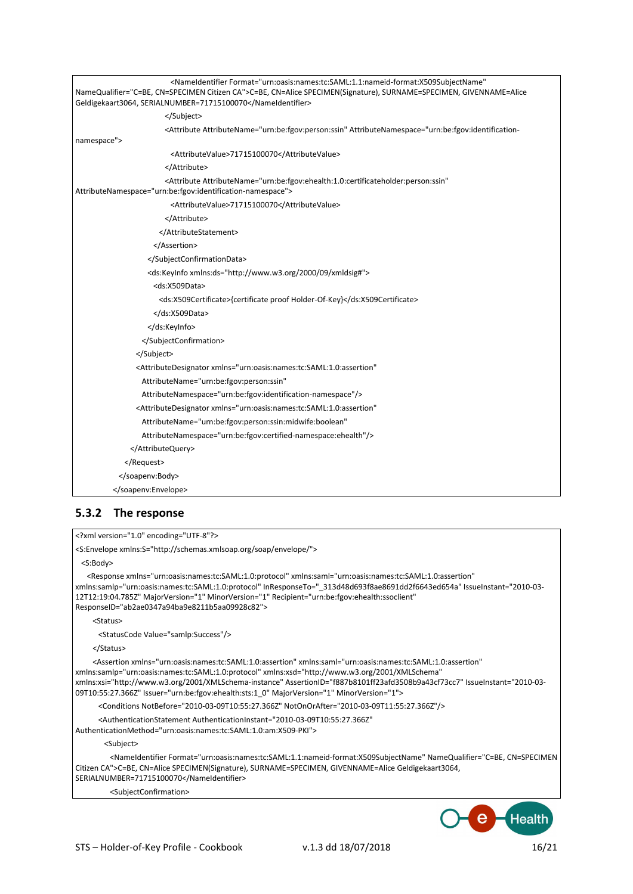```xml
                    <NameIdentifier Format="urn:oasis:names:tc:SAML:1.1:nameid-format:X509SubjectName"
NameQualifier="C=BE, CN=SPECIMEN Citizen CA">C=BE, CN=Alice SPECIMEN(Signature), SURNAME=SPECIMEN, GIVENNAME=Alice
Geldigekaart3064, SERIALNUMBER=71715100070</NameIdentifier>
                  </Subject>
                  <Attribute AttributeName="urn:be:fgov:person:ssin" AttributeNamespace="urn:be:fgov:identification-
namespace">
                    <AttributeValue>71715100070</AttributeValue>
                  </Attribute>
                  <Attribute AttributeName="urn:be:fgov:ehealth:1.0:certificateholder:person:ssin"
AttributeNamespace="urn:be:fgov:identification-namespace">
                    <AttributeValue>71715100070</AttributeValue>
                  </Attribute>
                </AttributeStatement>
              </Assertion>
            </SubjectConfirmationData>
            <ds:KeyInfo xmlns:ds="http://www.w3.org/2000/09/xmldsig#">
              <ds:X509Data>
                <ds:X509Certificate>{certificate proof Holder-Of-Key}</ds:X509Certificate>
              </ds:X509Data>
            </ds:KeyInfo>
          </SubjectConfirmation>
        </Subject>
        <AttributeDesignator xmlns="urn:oasis:names:tc:SAML:1.0:assertion"
          AttributeName="urn:be:fgov:person:ssin"
          AttributeNamespace="urn:be:fgov:identification-namespace"/>
        <AttributeDesignator xmlns="urn:oasis:names:tc:SAML:1.0:assertion"
          AttributeName="urn:be:fgov:person:ssin:midwife:boolean"
          AttributeNamespace="urn:be:fgov:certified-namespace:ehealth"/>
      </AttributeQuery>
    </Request>
  </soapenv:Body>
</soapenv:Envelope>
```

### 5.3.2 The response

```xml
<?xml version="1.0" encoding="UTF-8"?>
<S:Envelope xmlns:S="http://schemas.xmlsoap.org/soap/envelope/">
  <S:Body>
    <Response xmlns="urn:oasis:names:tc:SAML:1.0:protocol" xmlns:saml="urn:oasis:names:tc:SAML:1.0:assertion"
xmlns:samlp="urn:oasis:names:tc:SAML:1.0:protocol" InResponseTo="_313d48d693f8ae8691dd2f6643ed654a" IssueInstant="2010-03-
12T12:19:04.785Z" MajorVersion="1" MinorVersion="1" Recipient="urn:be:fgov:ehealth:ssoclient"
ResponseID="ab2ae0347a94ba9e8211b5aa09928c82">
      <Status>
        <StatusCode Value="samlp:Success"/>
      </Status>
      <Assertion xmlns="urn:oasis:names:tc:SAML:1.0:assertion" xmlns:saml="urn:oasis:names:tc:SAML:1.0:assertion"
xmlns:samlp="urn:oasis:names:tc:SAML:1.0:protocol" xmlns:xsd="http://www.w3.org/2001/XMLSchema"
xmlns:xsi="http://www.w3.org/2001/XMLSchema-instance" AssertionID="f887b8101ff23afd3508b9a43cf73cc7" IssueInstant="2010-03-
09T10:55:27.366Z" Issuer="urn:be:fgov:ehealth:sts:1_0" MajorVersion="1" MinorVersion="1">
        <Conditions NotBefore="2010-03-09T10:55:27.366Z" NotOnOrAfter="2010-03-09T11:55:27.366Z"/>
        <AuthenticationStatement AuthenticationInstant="2010-03-09T10:55:27.366Z"
AuthenticationMethod="urn:oasis:names:tc:SAML:1.0:am:X509-PKI">
          <Subject>
            <NameIdentifier Format="urn:oasis:names:tc:SAML:1.1:nameid-format:X509SubjectName" NameQualifier="C=BE, CN=SPECIMEN
Citizen CA">C=BE, CN=Alice SPECIMEN(Signature), SURNAME=SPECIMEN, GIVENNAME=Alice Geldigekaart3064,
SERIALNUMBER=71715100070</NameIdentifier>
            <SubjectConfirmation>
```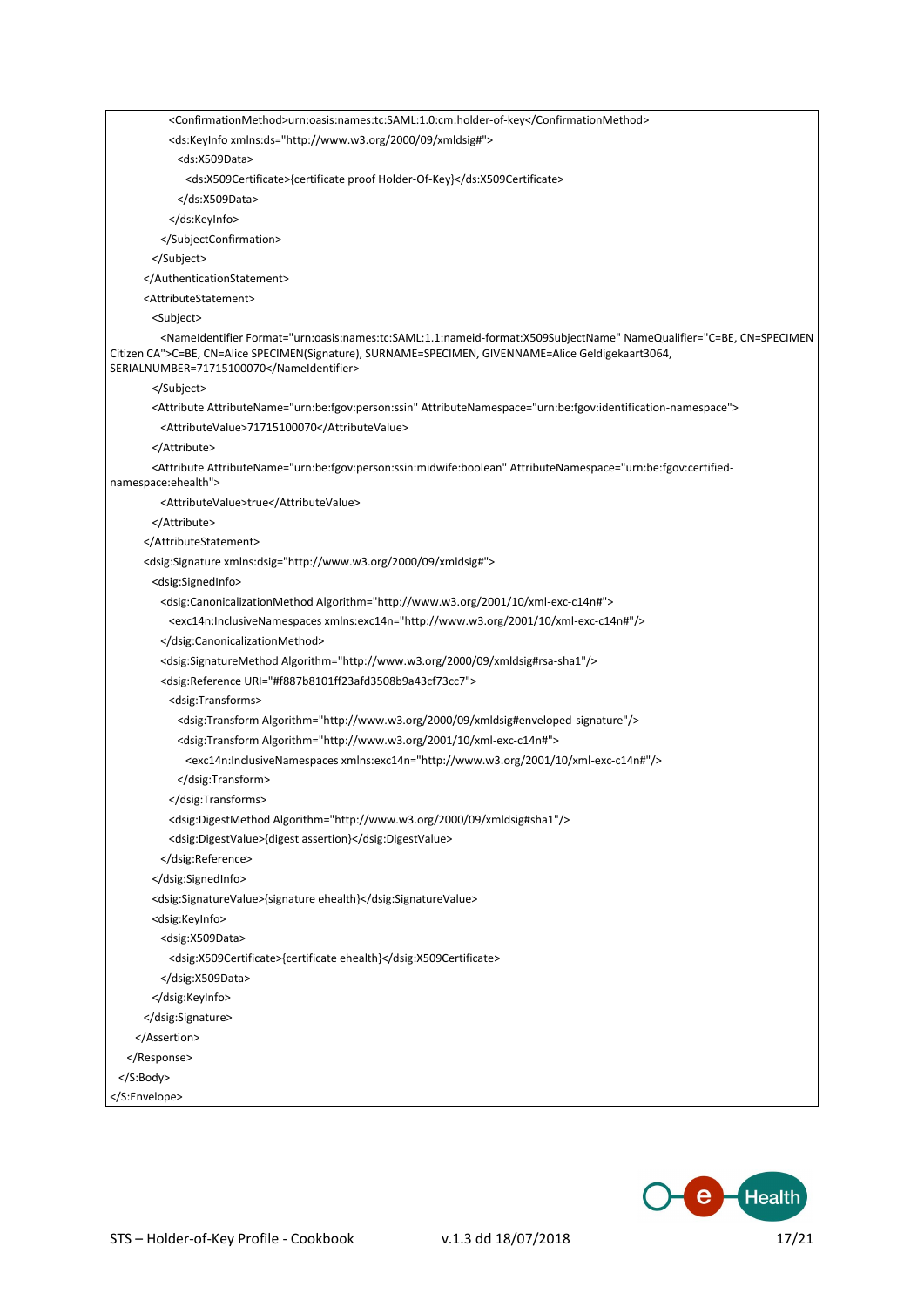```
            <ConfirmationMethod>urn:oasis:names:tc:SAML:1.0:cm:holder-of-key</ConfirmationMethod>
            <ds:KeyInfo xmlns:ds="http://www.w3.org/2000/09/xmldsig#">
              <ds:X509Data>
                <ds:X509Certificate>{certificate proof Holder-Of-Key}</ds:X509Certificate>
              </ds:X509Data>
            </ds:KeyInfo>
          </SubjectConfirmation>
        </Subject>
      </AuthenticationStatement>
      <AttributeStatement>
        <Subject>
          <NameIdentifier Format="urn:oasis:names:tc:SAML:1.1:nameid-format:X509SubjectName" NameQualifier="C=BE, CN=SPECIMEN Citizen CA">C=BE, CN=Alice SPECIMEN(Signature), SURNAME=SPECIMEN, GIVENNAME=Alice Geldigekaart3064, SERIALNUMBER=71715100070</NameIdentifier>
        </Subject>
        <Attribute AttributeName="urn:be:fgov:person:ssin" AttributeNamespace="urn:be:fgov:identification-namespace">
          <AttributeValue>71715100070</AttributeValue>
        </Attribute>
        <Attribute AttributeName="urn:be:fgov:person:ssin:midwife:boolean" AttributeNamespace="urn:be:fgov:certified-namespace:ehealth">
          <AttributeValue>true</AttributeValue>
        </Attribute>
      </AttributeStatement>
      <dsig:Signature xmlns:dsig="http://www.w3.org/2000/09/xmldsig#">
        <dsig:SignedInfo>
          <dsig:CanonicalizationMethod Algorithm="http://www.w3.org/2001/10/xml-exc-c14n#">
            <exc14n:InclusiveNamespaces xmlns:exc14n="http://www.w3.org/2001/10/xml-exc-c14n#"/>
          </dsig:CanonicalizationMethod>
          <dsig:SignatureMethod Algorithm="http://www.w3.org/2000/09/xmldsig#rsa-sha1"/>
          <dsig:Reference URI="#f887b8101ff23afd3508b9a43cf73cc7">
            <dsig:Transforms>
              <dsig:Transform Algorithm="http://www.w3.org/2000/09/xmldsig#enveloped-signature"/>
              <dsig:Transform Algorithm="http://www.w3.org/2001/10/xml-exc-c14n#">
                <exc14n:InclusiveNamespaces xmlns:exc14n="http://www.w3.org/2001/10/xml-exc-c14n#"/>
              </dsig:Transform>
            </dsig:Transforms>
            <dsig:DigestMethod Algorithm="http://www.w3.org/2000/09/xmldsig#sha1"/>
            <dsig:DigestValue>{digest assertion}</dsig:DigestValue>
          </dsig:Reference>
        </dsig:SignedInfo>
        <dsig:SignatureValue>{signature ehealth}</dsig:SignatureValue>
        <dsig:KeyInfo>
          <dsig:X509Data>
            <dsig:X509Certificate>{certificate ehealth}</dsig:X509Certificate>
          </dsig:X509Data>
        </dsig:KeyInfo>
      </dsig:Signature>
    </Assertion>
  </Response>
 </S:Body>
</S:Envelope>
```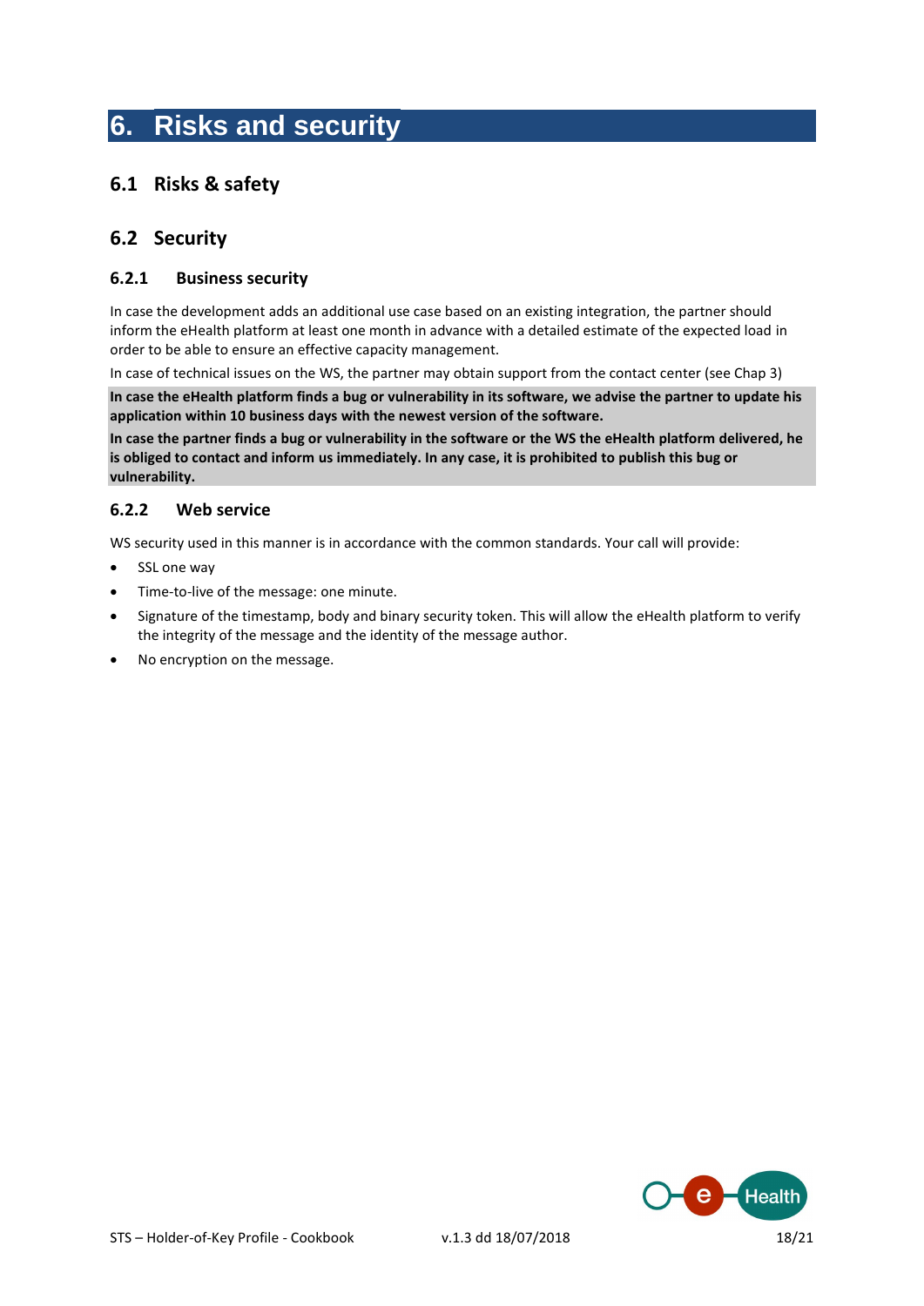# 6. Risks and security

## 6.1 Risks & safety

## 6.2 Security

### 6.2.1 Business security

In case the development adds an additional use case based on an existing integration, the partner should inform the eHealth platform at least one month in advance with a detailed estimate of the expected load in order to be able to ensure an effective capacity management.

In case of technical issues on the WS, the partner may obtain support from the contact center (see Chap 3)

**In case the eHealth platform finds a bug or vulnerability in its software, we advise the partner to update his application within 10 business days with the newest version of the software.**

**In case the partner finds a bug or vulnerability in the software or the WS the eHealth platform delivered, he is obliged to contact and inform us immediately. In any case, it is prohibited to publish this bug or vulnerability.**

### 6.2.2 Web service

WS security used in this manner is in accordance with the common standards. Your call will provide:

- SSL one way
- Time-to-live of the message: one minute.
- Signature of the timestamp, body and binary security token. This will allow the eHealth platform to verify the integrity of the message and the identity of the message author.
- No encryption on the message.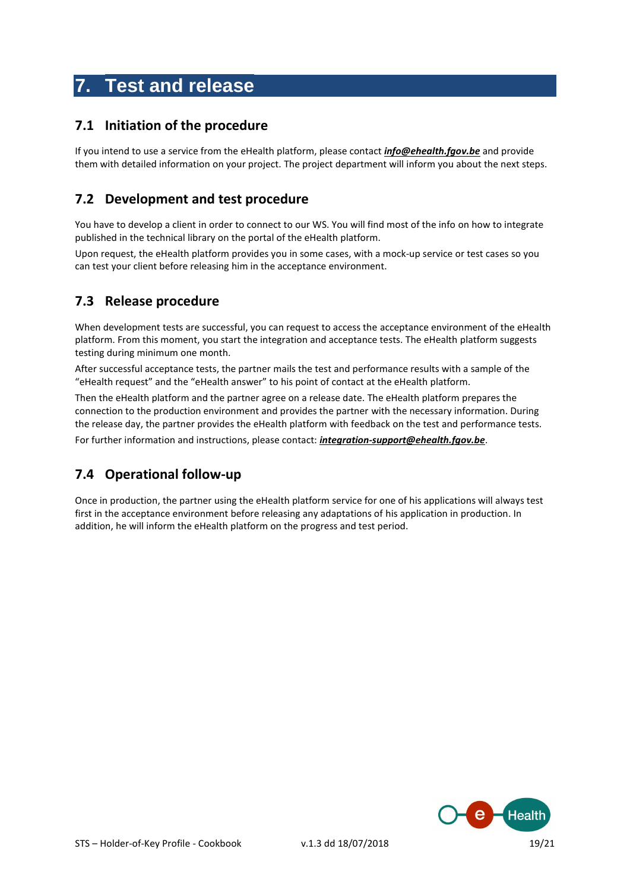# 7. Test and release

## 7.1 Initiation of the procedure

If you intend to use a service from the eHealth platform, please contact ***info@ehealth.fgov.be*** and provide them with detailed information on your project. The project department will inform you about the next steps.

## 7.2 Development and test procedure

You have to develop a client in order to connect to our WS. You will find most of the info on how to integrate published in the technical library on the portal of the eHealth platform.

Upon request, the eHealth platform provides you in some cases, with a mock-up service or test cases so you can test your client before releasing him in the acceptance environment.

## 7.3 Release procedure

When development tests are successful, you can request to access the acceptance environment of the eHealth platform. From this moment, you start the integration and acceptance tests. The eHealth platform suggests testing during minimum one month.

After successful acceptance tests, the partner mails the test and performance results with a sample of the "eHealth request" and the "eHealth answer" to his point of contact at the eHealth platform.

Then the eHealth platform and the partner agree on a release date. The eHealth platform prepares the connection to the production environment and provides the partner with the necessary information. During the release day, the partner provides the eHealth platform with feedback on the test and performance tests.

For further information and instructions, please contact: ***integration-support@ehealth.fgov.be***.

## 7.4 Operational follow-up

Once in production, the partner using the eHealth platform service for one of his applications will always test first in the acceptance environment before releasing any adaptations of his application in production. In addition, he will inform the eHealth platform on the progress and test period.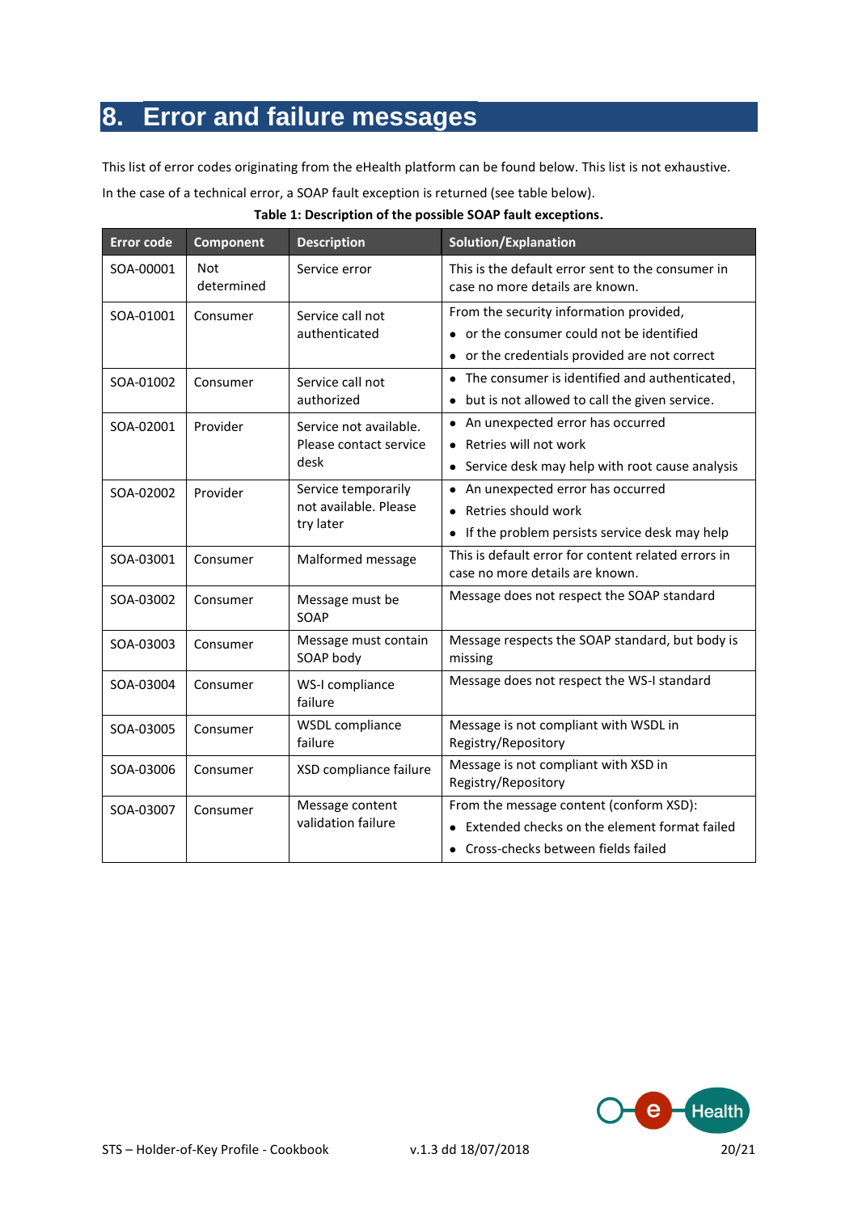# 8. Error and failure messages

This list of error codes originating from the eHealth platform can be found below. This list is not exhaustive.

In the case of a technical error, a SOAP fault exception is returned (see table below).

**Table 1: Description of the possible SOAP fault exceptions.**

| Error code | Component | Description | Solution/Explanation |
|---|---|---|---|
| SOA-00001 | Not determined | Service error | This is the default error sent to the consumer in case no more details are known. |
| SOA-01001 | Consumer | Service call not authenticated | From the security information provided, <br>• or the consumer could not be identified <br>• or the credentials provided are not correct |
| SOA-01002 | Consumer | Service call not authorized | • The consumer is identified and authenticated, <br>• but is not allowed to call the given service. |
| SOA-02001 | Provider | Service not available. Please contact service desk | • An unexpected error has occurred <br>• Retries will not work <br>• Service desk may help with root cause analysis |
| SOA-02002 | Provider | Service temporarily not available. Please try later | • An unexpected error has occurred <br>• Retries should work <br>• If the problem persists service desk may help |
| SOA-03001 | Consumer | Malformed message | This is default error for content related errors in case no more details are known. |
| SOA-03002 | Consumer | Message must be SOAP | Message does not respect the SOAP standard |
| SOA-03003 | Consumer | Message must contain SOAP body | Message respects the SOAP standard, but body is missing |
| SOA-03004 | Consumer | WS-I compliance failure | Message does not respect the WS-I standard |
| SOA-03005 | Consumer | WSDL compliance failure | Message is not compliant with WSDL in Registry/Repository |
| SOA-03006 | Consumer | XSD compliance failure | Message is not compliant with XSD in Registry/Repository |
| SOA-03007 | Consumer | Message content validation failure | From the message content (conform XSD): <br>• Extended checks on the element format failed <br>• Cross-checks between fields failed |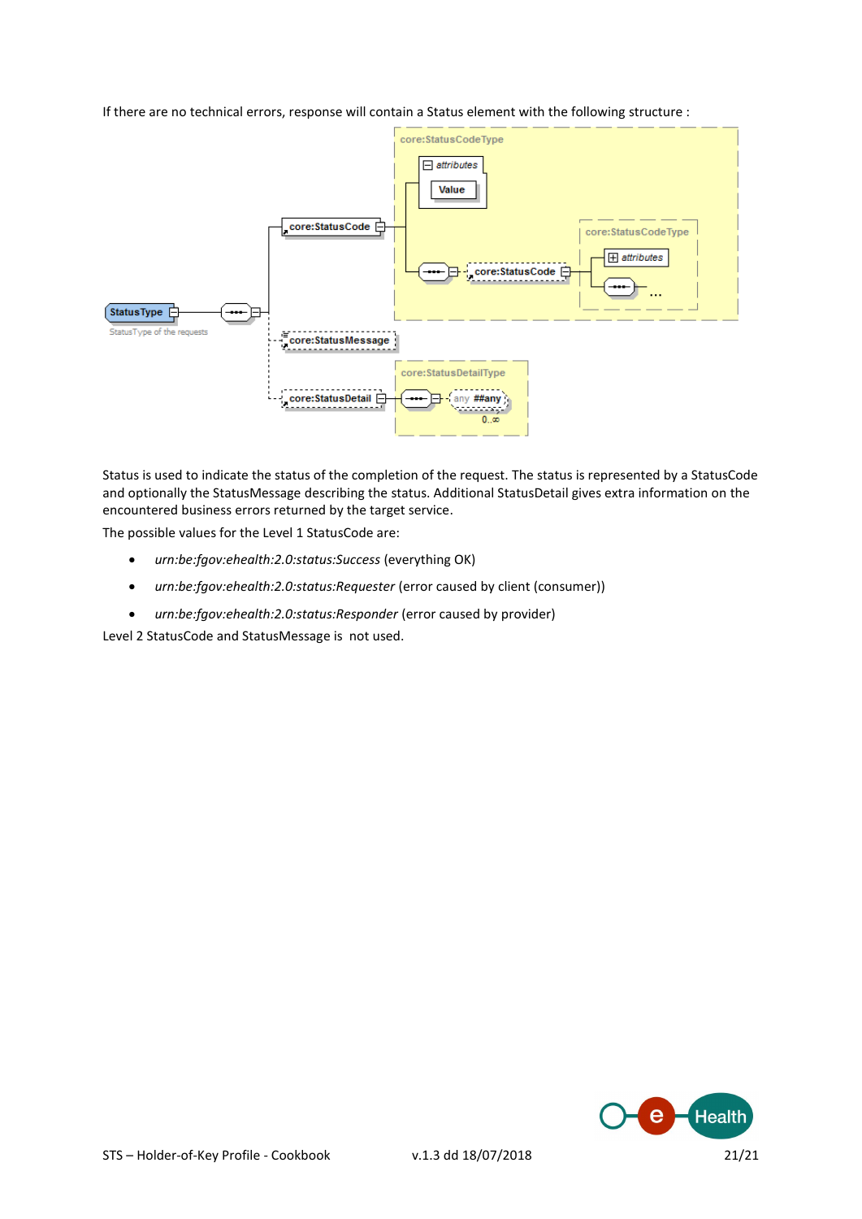If there are no technical errors, response will contain a Status element with the following structure :

core:StatusCodeType
attributes
Value
core:StatusCode
core:StatusCodeType
attributes
core:StatusCode
...
StatusType
StatusType of the requests
core:StatusMessage
core:StatusDetailType
core:StatusDetail
any ##any
0..∞

Status is used to indicate the status of the completion of the request. The status is represented by a StatusCode and optionally the StatusMessage describing the status. Additional StatusDetail gives extra information on the encountered business errors returned by the target service.

The possible values for the Level 1 StatusCode are:

- *urn:be:fgov:ehealth:2.0:status:Success* (everything OK)
- *urn:be:fgov:ehealth:2.0:status:Requester* (error caused by client (consumer))
- *urn:be:fgov:ehealth:2.0:status:Responder* (error caused by provider)

Level 2 StatusCode and StatusMessage is not used.